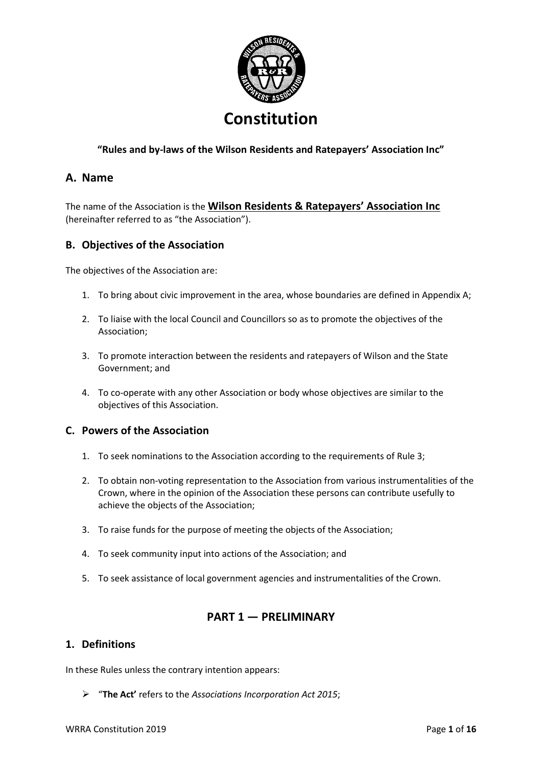# Constitution

**"Rules and by-laws of the Wilson Residents and Ratepayers' Association Inc"**

## A. Name

The name of the Association is the **Wilson Residents & Ratepayers' Association Inc** (hereinafter referred to as "the Association").

### B. Objectives of the Association

The objectives of the Association are:

1. To bring about civic improvement in the area, whose boundaries are defined in Appendix A;
2. To liaise with the local Council and Councillors so as to promote the objectives of the Association;
3. To promote interaction between the residents and ratepayers of Wilson and the State Government; and
4. To co-operate with any other Association or body whose objectives are similar to the objectives of this Association.

### C. Powers of the Association

1. To seek nominations to the Association according to the requirements of Rule 3;
2. To obtain non-voting representation to the Association from various instrumentalities of the Crown, where in the opinion of the Association these persons can contribute usefully to achieve the objects of the Association;
3. To raise funds for the purpose of meeting the objects of the Association;
4. To seek community input into actions of the Association; and
5. To seek assistance of local government agencies and instrumentalities of the Crown.

## PART 1 — PRELIMINARY

### 1. Definitions

In these Rules unless the contrary intention appears:

- "**The Act'** refers to the *Associations Incorporation Act 2015*;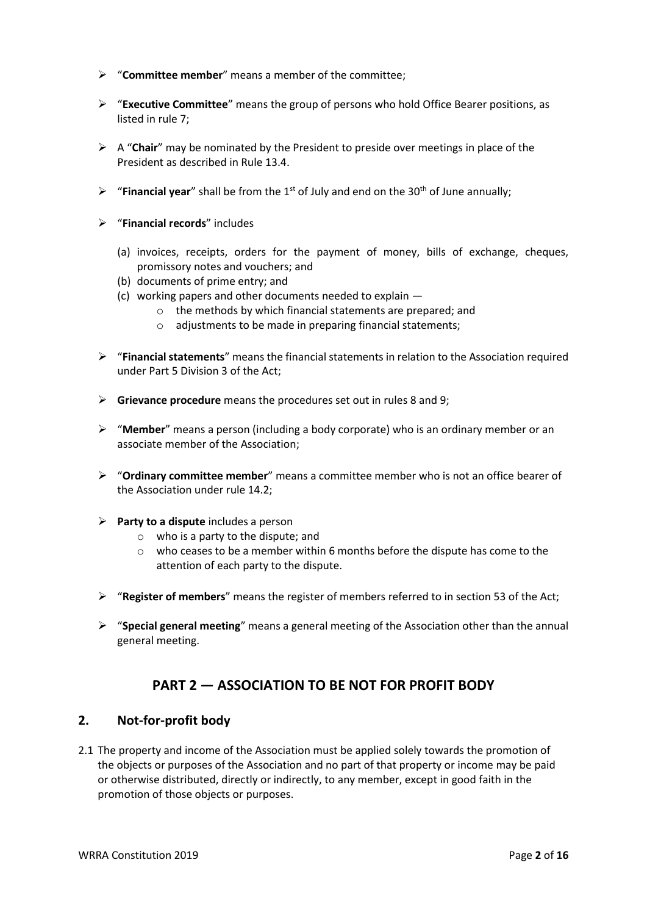- "**Committee member**" means a member of the committee;

- "**Executive Committee**" means the group of persons who hold Office Bearer positions, as listed in rule 7;

- A "**Chair**" may be nominated by the President to preside over meetings in place of the President as described in Rule 13.4.

- "**Financial year**" shall be from the 1st of July and end on the 30th of June annually;

- "**Financial records**" includes

  (a) invoices, receipts, orders for the payment of money, bills of exchange, cheques, promissory notes and vouchers; and
  (b) documents of prime entry; and
  (c) working papers and other documents needed to explain —
    - the methods by which financial statements are prepared; and
    - adjustments to be made in preparing financial statements;

- "**Financial statements**" means the financial statements in relation to the Association required under Part 5 Division 3 of the Act;

- **Grievance procedure** means the procedures set out in rules 8 and 9;

- "**Member**" means a person (including a body corporate) who is an ordinary member or an associate member of the Association;

- "**Ordinary committee member**" means a committee member who is not an office bearer of the Association under rule 14.2;

- **Party to a dispute** includes a person
  - who is a party to the dispute; and
  - who ceases to be a member within 6 months before the dispute has come to the attention of each party to the dispute.

- "**Register of members**" means the register of members referred to in section 53 of the Act;

- "**Special general meeting**" means a general meeting of the Association other than the annual general meeting.

# PART 2 — ASSOCIATION TO BE NOT FOR PROFIT BODY

## 2. Not-for-profit body

2.1 The property and income of the Association must be applied solely towards the promotion of the objects or purposes of the Association and no part of that property or income may be paid or otherwise distributed, directly or indirectly, to any member, except in good faith in the promotion of those objects or purposes.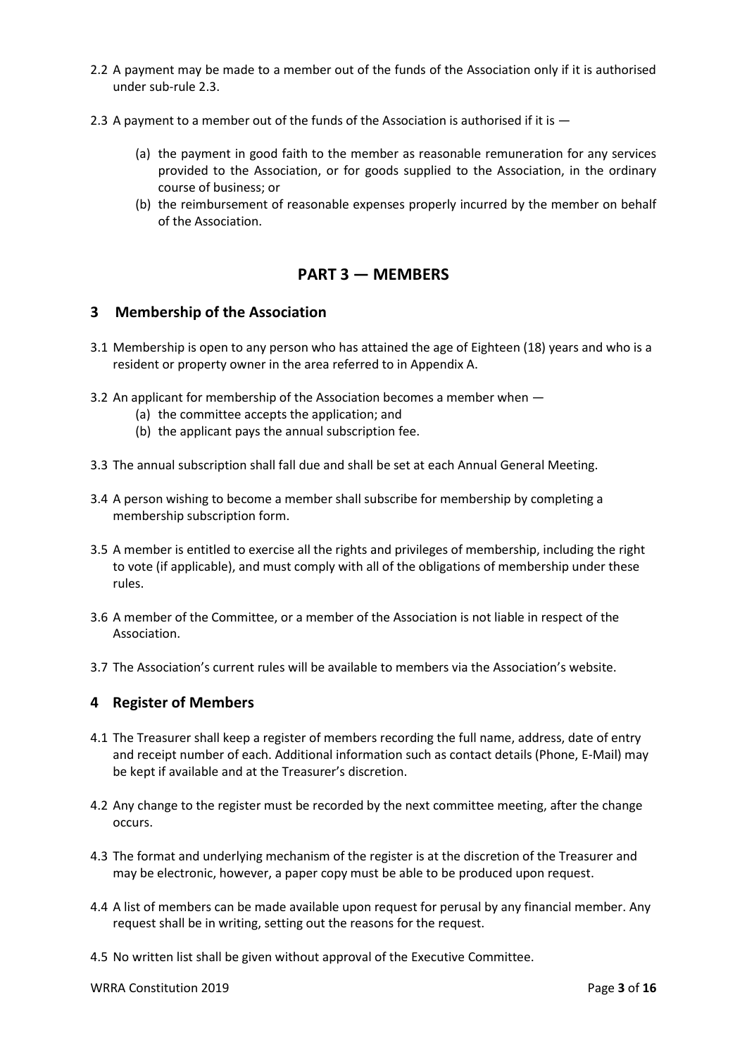2.2 A payment may be made to a member out of the funds of the Association only if it is authorised under sub-rule 2.3.

2.3 A payment to a member out of the funds of the Association is authorised if it is —

(a) the payment in good faith to the member as reasonable remuneration for any services provided to the Association, or for goods supplied to the Association, in the ordinary course of business; or

(b) the reimbursement of reasonable expenses properly incurred by the member on behalf of the Association.

## PART 3 — MEMBERS

### 3 Membership of the Association

3.1 Membership is open to any person who has attained the age of Eighteen (18) years and who is a resident or property owner in the area referred to in Appendix A.

3.2 An applicant for membership of the Association becomes a member when —

(a) the committee accepts the application; and

(b) the applicant pays the annual subscription fee.

3.3 The annual subscription shall fall due and shall be set at each Annual General Meeting.

3.4 A person wishing to become a member shall subscribe for membership by completing a membership subscription form.

3.5 A member is entitled to exercise all the rights and privileges of membership, including the right to vote (if applicable), and must comply with all of the obligations of membership under these rules.

3.6 A member of the Committee, or a member of the Association is not liable in respect of the Association.

3.7 The Association's current rules will be available to members via the Association's website.

### 4 Register of Members

4.1 The Treasurer shall keep a register of members recording the full name, address, date of entry and receipt number of each. Additional information such as contact details (Phone, E-Mail) may be kept if available and at the Treasurer's discretion.

4.2 Any change to the register must be recorded by the next committee meeting, after the change occurs.

4.3 The format and underlying mechanism of the register is at the discretion of the Treasurer and may be electronic, however, a paper copy must be able to be produced upon request.

4.4 A list of members can be made available upon request for perusal by any financial member. Any request shall be in writing, setting out the reasons for the request.

4.5 No written list shall be given without approval of the Executive Committee.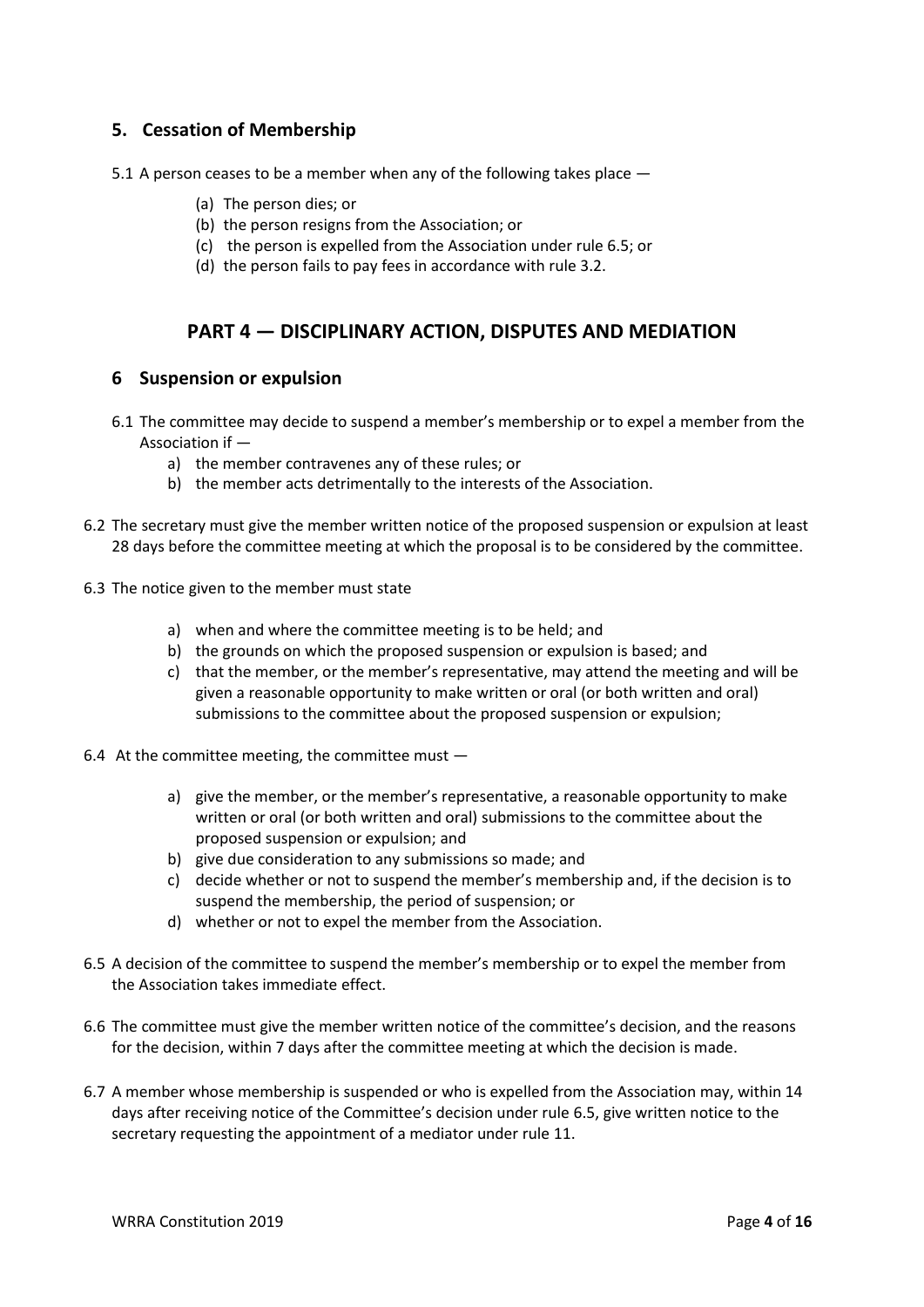## 5. Cessation of Membership

5.1 A person ceases to be a member when any of the following takes place —

(a) The person dies; or
(b) the person resigns from the Association; or
(c) the person is expelled from the Association under rule 6.5; or
(d) the person fails to pay fees in accordance with rule 3.2.

# PART 4 — DISCIPLINARY ACTION, DISPUTES AND MEDIATION

## 6 Suspension or expulsion

6.1 The committee may decide to suspend a member's membership or to expel a member from the Association if —

a) the member contravenes any of these rules; or
b) the member acts detrimentally to the interests of the Association.

6.2 The secretary must give the member written notice of the proposed suspension or expulsion at least 28 days before the committee meeting at which the proposal is to be considered by the committee.

6.3 The notice given to the member must state

a) when and where the committee meeting is to be held; and
b) the grounds on which the proposed suspension or expulsion is based; and
c) that the member, or the member's representative, may attend the meeting and will be given a reasonable opportunity to make written or oral (or both written and oral) submissions to the committee about the proposed suspension or expulsion;

6.4 At the committee meeting, the committee must —

a) give the member, or the member's representative, a reasonable opportunity to make written or oral (or both written and oral) submissions to the committee about the proposed suspension or expulsion; and
b) give due consideration to any submissions so made; and
c) decide whether or not to suspend the member's membership and, if the decision is to suspend the membership, the period of suspension; or
d) whether or not to expel the member from the Association.

6.5 A decision of the committee to suspend the member's membership or to expel the member from the Association takes immediate effect.

6.6 The committee must give the member written notice of the committee's decision, and the reasons for the decision, within 7 days after the committee meeting at which the decision is made.

6.7 A member whose membership is suspended or who is expelled from the Association may, within 14 days after receiving notice of the Committee's decision under rule 6.5, give written notice to the secretary requesting the appointment of a mediator under rule 11.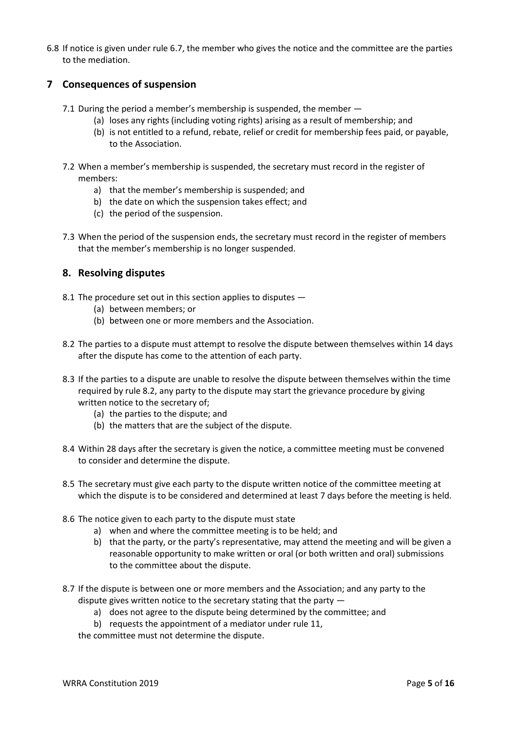6.8 If notice is given under rule 6.7, the member who gives the notice and the committee are the parties to the mediation.

## 7 Consequences of suspension

7.1 During the period a member's membership is suspended, the member —

- (a) loses any rights (including voting rights) arising as a result of membership; and
- (b) is not entitled to a refund, rebate, relief or credit for membership fees paid, or payable, to the Association.

7.2 When a member's membership is suspended, the secretary must record in the register of members:

- a) that the member's membership is suspended; and
- b) the date on which the suspension takes effect; and
- (c) the period of the suspension.

7.3 When the period of the suspension ends, the secretary must record in the register of members that the member's membership is no longer suspended.

## 8. Resolving disputes

8.1 The procedure set out in this section applies to disputes —

- (a) between members; or
- (b) between one or more members and the Association.

8.2 The parties to a dispute must attempt to resolve the dispute between themselves within 14 days after the dispute has come to the attention of each party.

8.3 If the parties to a dispute are unable to resolve the dispute between themselves within the time required by rule 8.2, any party to the dispute may start the grievance procedure by giving written notice to the secretary of;

- (a) the parties to the dispute; and
- (b) the matters that are the subject of the dispute.

8.4 Within 28 days after the secretary is given the notice, a committee meeting must be convened to consider and determine the dispute.

8.5 The secretary must give each party to the dispute written notice of the committee meeting at which the dispute is to be considered and determined at least 7 days before the meeting is held.

8.6 The notice given to each party to the dispute must state

- a) when and where the committee meeting is to be held; and
- b) that the party, or the party's representative, may attend the meeting and will be given a reasonable opportunity to make written or oral (or both written and oral) submissions to the committee about the dispute.

8.7 If the dispute is between one or more members and the Association; and any party to the dispute gives written notice to the secretary stating that the party —

- a) does not agree to the dispute being determined by the committee; and
- b) requests the appointment of a mediator under rule 11,

the committee must not determine the dispute.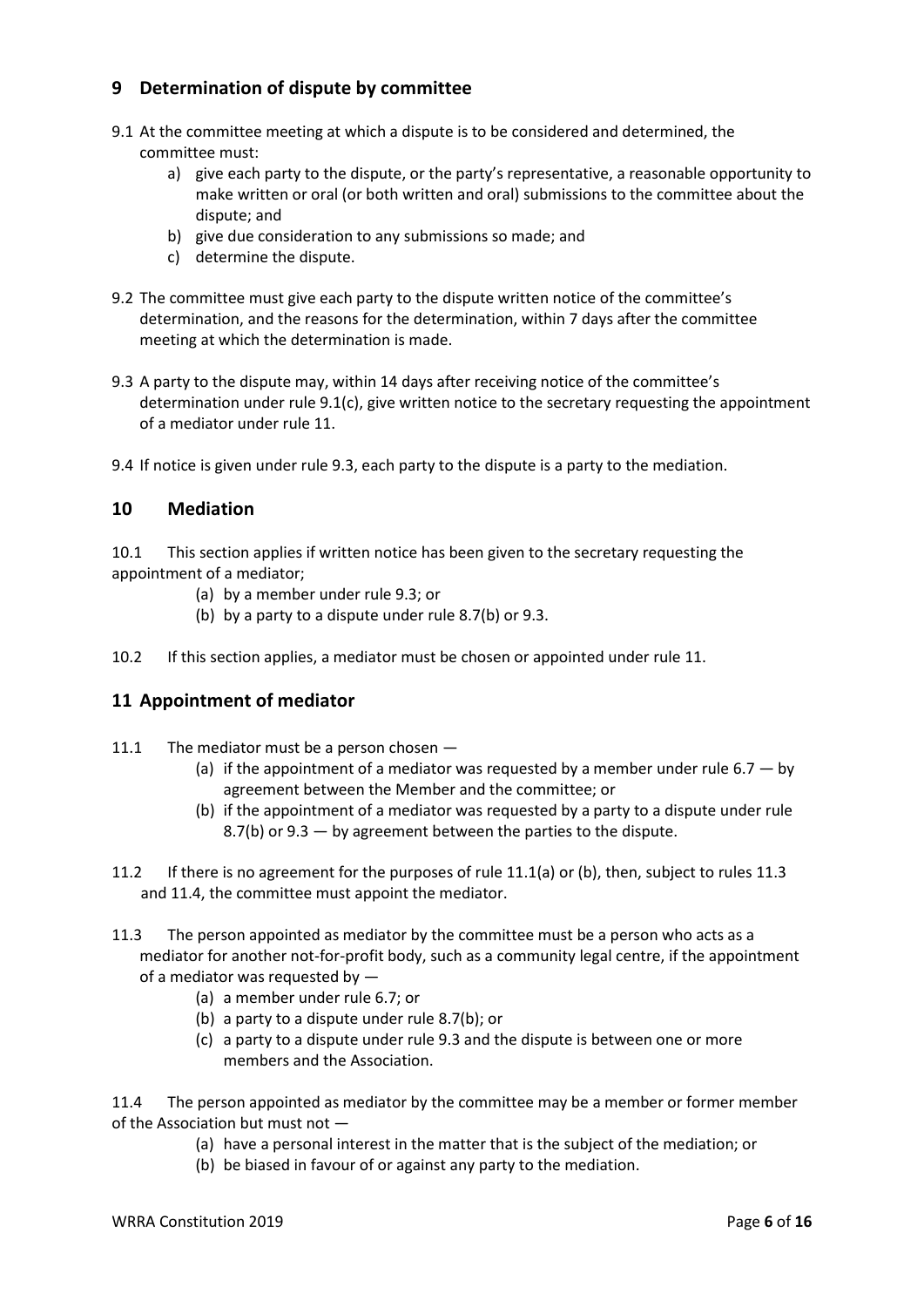## 9 Determination of dispute by committee

9.1 At the committee meeting at which a dispute is to be considered and determined, the committee must:

a) give each party to the dispute, or the party's representative, a reasonable opportunity to make written or oral (or both written and oral) submissions to the committee about the dispute; and
b) give due consideration to any submissions so made; and
c) determine the dispute.

9.2 The committee must give each party to the dispute written notice of the committee's determination, and the reasons for the determination, within 7 days after the committee meeting at which the determination is made.

9.3 A party to the dispute may, within 14 days after receiving notice of the committee's determination under rule 9.1(c), give written notice to the secretary requesting the appointment of a mediator under rule 11.

9.4 If notice is given under rule 9.3, each party to the dispute is a party to the mediation.

## 10 Mediation

10.1 This section applies if written notice has been given to the secretary requesting the appointment of a mediator;

(a) by a member under rule 9.3; or
(b) by a party to a dispute under rule 8.7(b) or 9.3.

10.2 If this section applies, a mediator must be chosen or appointed under rule 11.

## 11 Appointment of mediator

11.1 The mediator must be a person chosen —

(a) if the appointment of a mediator was requested by a member under rule 6.7 — by agreement between the Member and the committee; or
(b) if the appointment of a mediator was requested by a party to a dispute under rule 8.7(b) or 9.3 — by agreement between the parties to the dispute.

11.2 If there is no agreement for the purposes of rule 11.1(a) or (b), then, subject to rules 11.3 and 11.4, the committee must appoint the mediator.

11.3 The person appointed as mediator by the committee must be a person who acts as a mediator for another not-for-profit body, such as a community legal centre, if the appointment of a mediator was requested by —

(a) a member under rule 6.7; or
(b) a party to a dispute under rule 8.7(b); or
(c) a party to a dispute under rule 9.3 and the dispute is between one or more members and the Association.

11.4 The person appointed as mediator by the committee may be a member or former member of the Association but must not —

(a) have a personal interest in the matter that is the subject of the mediation; or
(b) be biased in favour of or against any party to the mediation.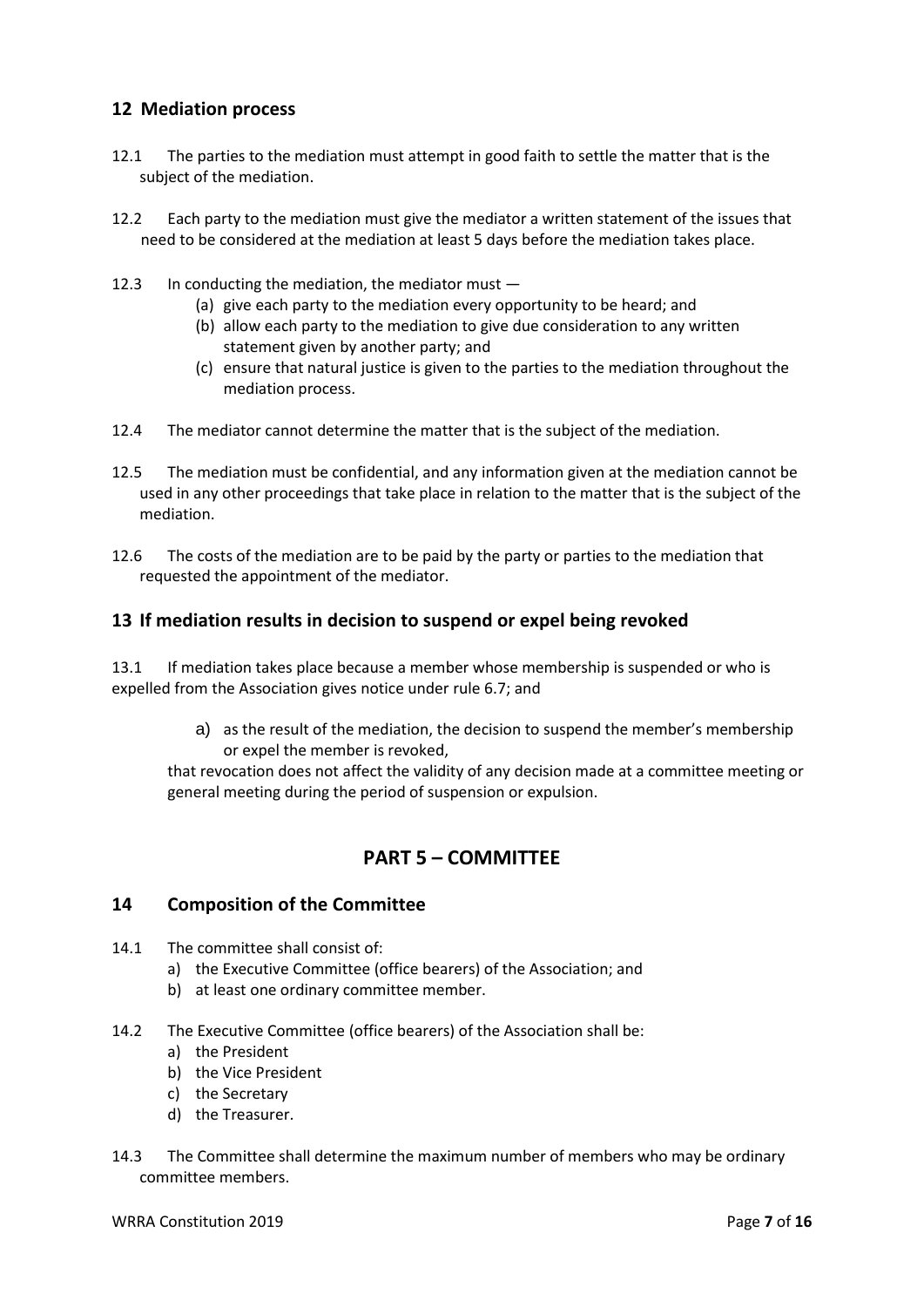## 12 Mediation process

12.1 The parties to the mediation must attempt in good faith to settle the matter that is the subject of the mediation.

12.2 Each party to the mediation must give the mediator a written statement of the issues that need to be considered at the mediation at least 5 days before the mediation takes place.

12.3 In conducting the mediation, the mediator must —

(a) give each party to the mediation every opportunity to be heard; and
(b) allow each party to the mediation to give due consideration to any written statement given by another party; and
(c) ensure that natural justice is given to the parties to the mediation throughout the mediation process.

12.4 The mediator cannot determine the matter that is the subject of the mediation.

12.5 The mediation must be confidential, and any information given at the mediation cannot be used in any other proceedings that take place in relation to the matter that is the subject of the mediation.

12.6 The costs of the mediation are to be paid by the party or parties to the mediation that requested the appointment of the mediator.

## 13 If mediation results in decision to suspend or expel being revoked

13.1 If mediation takes place because a member whose membership is suspended or who is expelled from the Association gives notice under rule 6.7; and

a) as the result of the mediation, the decision to suspend the member's membership or expel the member is revoked,

that revocation does not affect the validity of any decision made at a committee meeting or general meeting during the period of suspension or expulsion.

# PART 5 – COMMITTEE

## 14 Composition of the Committee

14.1 The committee shall consist of:

a) the Executive Committee (office bearers) of the Association; and
b) at least one ordinary committee member.

14.2 The Executive Committee (office bearers) of the Association shall be:

a) the President
b) the Vice President
c) the Secretary
d) the Treasurer.

14.3 The Committee shall determine the maximum number of members who may be ordinary committee members.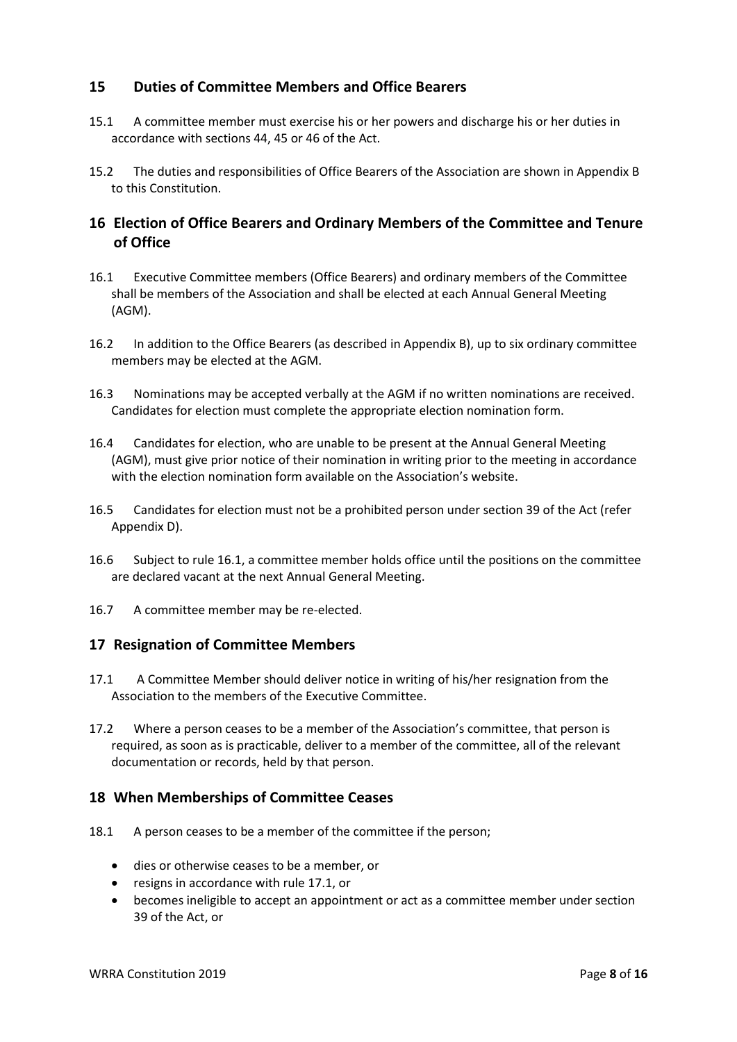## 15 Duties of Committee Members and Office Bearers

15.1 A committee member must exercise his or her powers and discharge his or her duties in accordance with sections 44, 45 or 46 of the Act.

15.2 The duties and responsibilities of Office Bearers of the Association are shown in Appendix B to this Constitution.

## 16 Election of Office Bearers and Ordinary Members of the Committee and Tenure of Office

16.1 Executive Committee members (Office Bearers) and ordinary members of the Committee shall be members of the Association and shall be elected at each Annual General Meeting (AGM).

16.2 In addition to the Office Bearers (as described in Appendix B), up to six ordinary committee members may be elected at the AGM.

16.3 Nominations may be accepted verbally at the AGM if no written nominations are received. Candidates for election must complete the appropriate election nomination form.

16.4 Candidates for election, who are unable to be present at the Annual General Meeting (AGM), must give prior notice of their nomination in writing prior to the meeting in accordance with the election nomination form available on the Association's website.

16.5 Candidates for election must not be a prohibited person under section 39 of the Act (refer Appendix D).

16.6 Subject to rule 16.1, a committee member holds office until the positions on the committee are declared vacant at the next Annual General Meeting.

16.7 A committee member may be re-elected.

## 17 Resignation of Committee Members

17.1 A Committee Member should deliver notice in writing of his/her resignation from the Association to the members of the Executive Committee.

17.2 Where a person ceases to be a member of the Association's committee, that person is required, as soon as is practicable, deliver to a member of the committee, all of the relevant documentation or records, held by that person.

## 18 When Memberships of Committee Ceases

18.1 A person ceases to be a member of the committee if the person;

- dies or otherwise ceases to be a member, or
- resigns in accordance with rule 17.1, or
- becomes ineligible to accept an appointment or act as a committee member under section 39 of the Act, or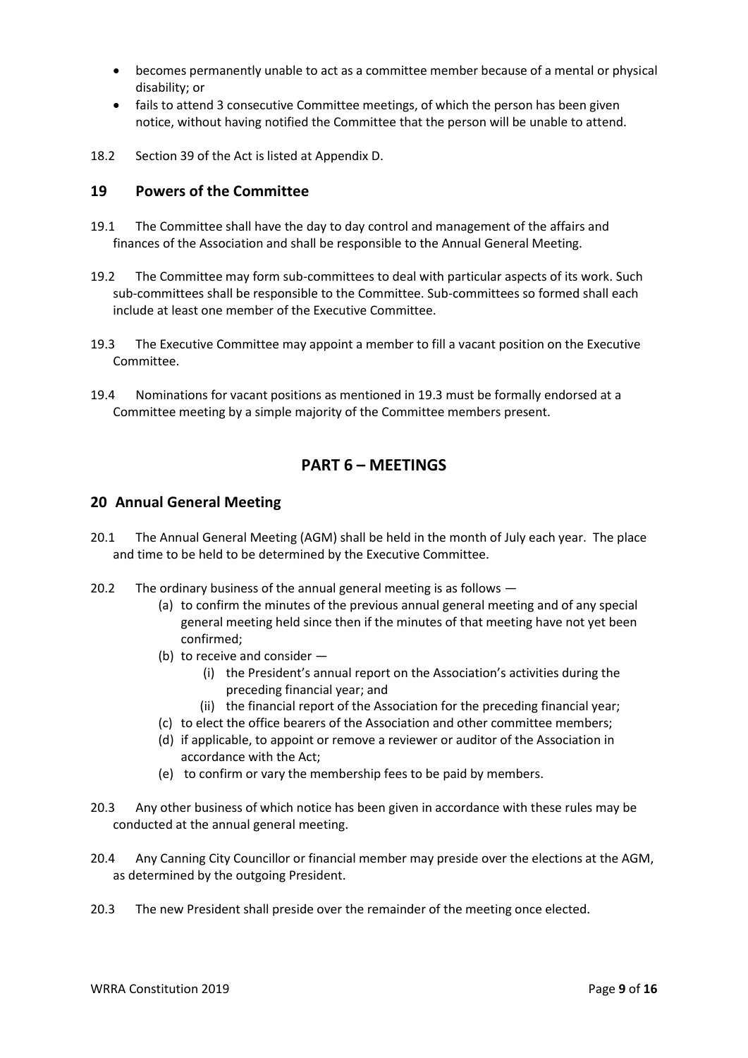- becomes permanently unable to act as a committee member because of a mental or physical disability; or
- fails to attend 3 consecutive Committee meetings, of which the person has been given notice, without having notified the Committee that the person will be unable to attend.

18.2 Section 39 of the Act is listed at Appendix D.

## 19 Powers of the Committee

19.1 The Committee shall have the day to day control and management of the affairs and finances of the Association and shall be responsible to the Annual General Meeting.

19.2 The Committee may form sub-committees to deal with particular aspects of its work. Such sub-committees shall be responsible to the Committee. Sub-committees so formed shall each include at least one member of the Executive Committee.

19.3 The Executive Committee may appoint a member to fill a vacant position on the Executive Committee.

19.4 Nominations for vacant positions as mentioned in 19.3 must be formally endorsed at a Committee meeting by a simple majority of the Committee members present.

# PART 6 – MEETINGS

## 20 Annual General Meeting

20.1 The Annual General Meeting (AGM) shall be held in the month of July each year. The place and time to be held to be determined by the Executive Committee.

20.2 The ordinary business of the annual general meeting is as follows —

- (a) to confirm the minutes of the previous annual general meeting and of any special general meeting held since then if the minutes of that meeting have not yet been confirmed;
- (b) to receive and consider —
  - (i) the President's annual report on the Association's activities during the preceding financial year; and
  - (ii) the financial report of the Association for the preceding financial year;
- (c) to elect the office bearers of the Association and other committee members;
- (d) if applicable, to appoint or remove a reviewer or auditor of the Association in accordance with the Act;
- (e) to confirm or vary the membership fees to be paid by members.

20.3 Any other business of which notice has been given in accordance with these rules may be conducted at the annual general meeting.

20.4 Any Canning City Councillor or financial member may preside over the elections at the AGM, as determined by the outgoing President.

20.3 The new President shall preside over the remainder of the meeting once elected.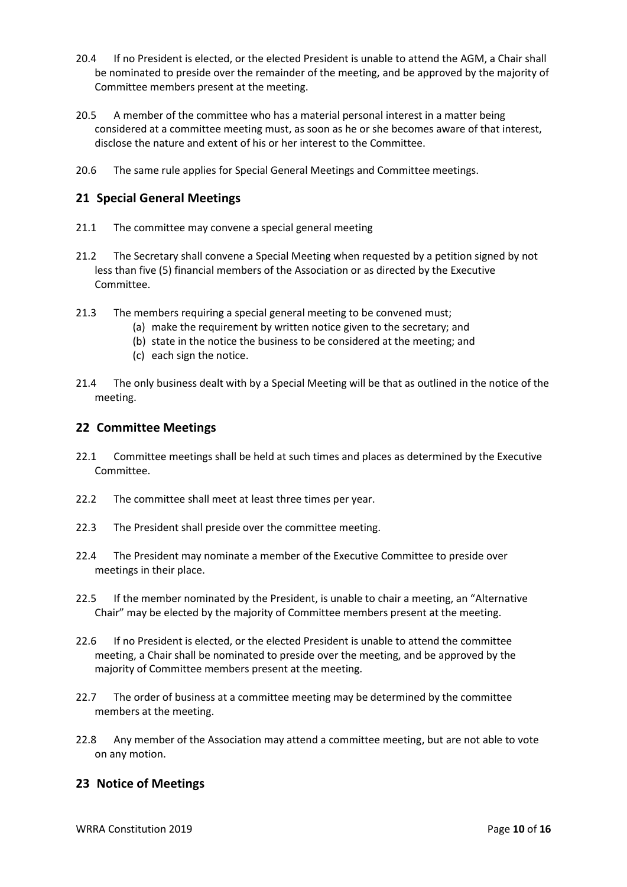20.4 If no President is elected, or the elected President is unable to attend the AGM, a Chair shall be nominated to preside over the remainder of the meeting, and be approved by the majority of Committee members present at the meeting.

20.5 A member of the committee who has a material personal interest in a matter being considered at a committee meeting must, as soon as he or she becomes aware of that interest, disclose the nature and extent of his or her interest to the Committee.

20.6 The same rule applies for Special General Meetings and Committee meetings.

## 21 Special General Meetings

21.1 The committee may convene a special general meeting

21.2 The Secretary shall convene a Special Meeting when requested by a petition signed by not less than five (5) financial members of the Association or as directed by the Executive Committee.

21.3 The members requiring a special general meeting to be convened must;

(a) make the requirement by written notice given to the secretary; and
(b) state in the notice the business to be considered at the meeting; and
(c) each sign the notice.

21.4 The only business dealt with by a Special Meeting will be that as outlined in the notice of the meeting.

## 22 Committee Meetings

22.1 Committee meetings shall be held at such times and places as determined by the Executive Committee.

22.2 The committee shall meet at least three times per year.

22.3 The President shall preside over the committee meeting.

22.4 The President may nominate a member of the Executive Committee to preside over meetings in their place.

22.5 If the member nominated by the President, is unable to chair a meeting, an "Alternative Chair" may be elected by the majority of Committee members present at the meeting.

22.6 If no President is elected, or the elected President is unable to attend the committee meeting, a Chair shall be nominated to preside over the meeting, and be approved by the majority of Committee members present at the meeting.

22.7 The order of business at a committee meeting may be determined by the committee members at the meeting.

22.8 Any member of the Association may attend a committee meeting, but are not able to vote on any motion.

## 23 Notice of Meetings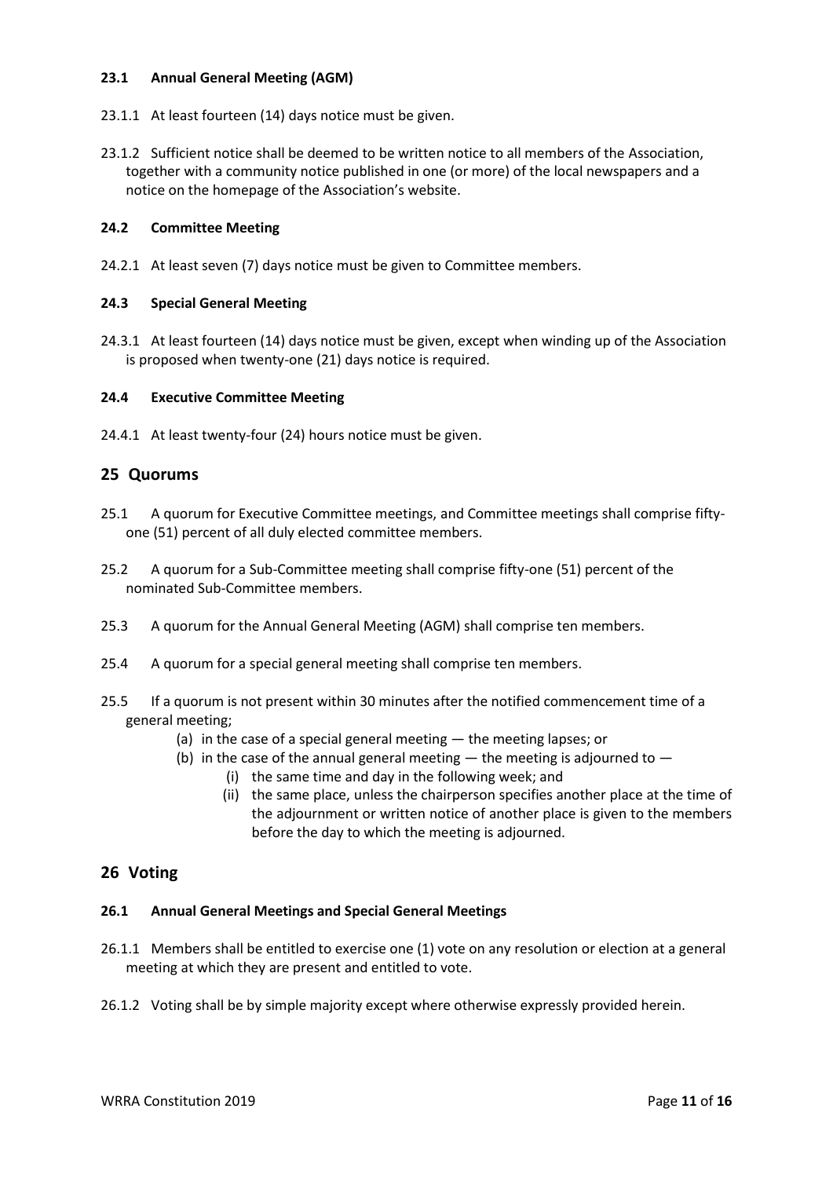#### 23.1 Annual General Meeting (AGM)

23.1.1 At least fourteen (14) days notice must be given.

23.1.2 Sufficient notice shall be deemed to be written notice to all members of the Association, together with a community notice published in one (or more) of the local newspapers and a notice on the homepage of the Association's website.

#### 24.2 Committee Meeting

24.2.1 At least seven (7) days notice must be given to Committee members.

#### 24.3 Special General Meeting

24.3.1 At least fourteen (14) days notice must be given, except when winding up of the Association is proposed when twenty-one (21) days notice is required.

#### 24.4 Executive Committee Meeting

24.4.1 At least twenty-four (24) hours notice must be given.

## 25 Quorums

25.1 A quorum for Executive Committee meetings, and Committee meetings shall comprise fifty-one (51) percent of all duly elected committee members.

25.2 A quorum for a Sub-Committee meeting shall comprise fifty-one (51) percent of the nominated Sub-Committee members.

25.3 A quorum for the Annual General Meeting (AGM) shall comprise ten members.

25.4 A quorum for a special general meeting shall comprise ten members.

25.5 If a quorum is not present within 30 minutes after the notified commencement time of a general meeting;

- (a) in the case of a special general meeting — the meeting lapses; or
- (b) in the case of the annual general meeting — the meeting is adjourned to —
  - (i) the same time and day in the following week; and
  - (ii) the same place, unless the chairperson specifies another place at the time of the adjournment or written notice of another place is given to the members before the day to which the meeting is adjourned.

## 26 Voting

#### 26.1 Annual General Meetings and Special General Meetings

26.1.1 Members shall be entitled to exercise one (1) vote on any resolution or election at a general meeting at which they are present and entitled to vote.

26.1.2 Voting shall be by simple majority except where otherwise expressly provided herein.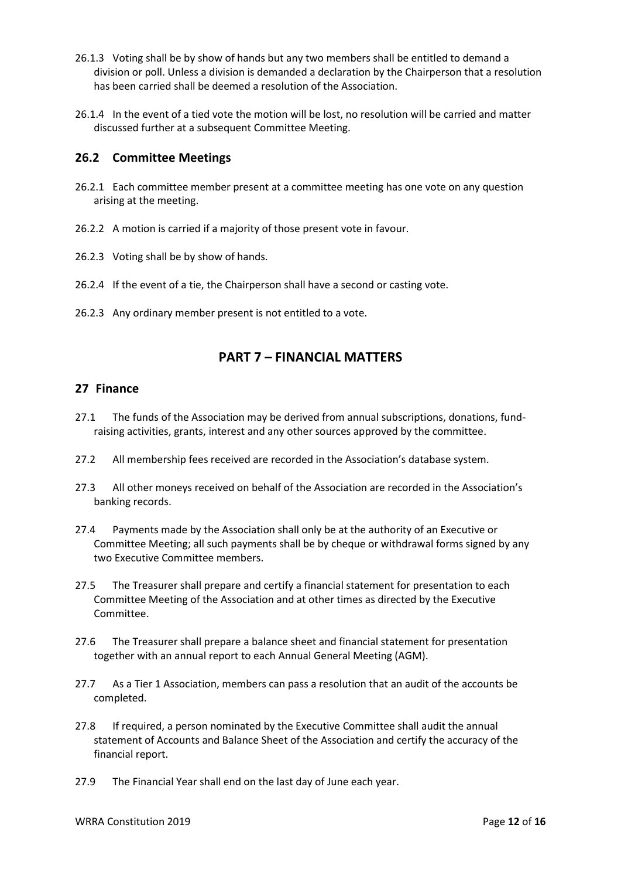26.1.3 Voting shall be by show of hands but any two members shall be entitled to demand a division or poll. Unless a division is demanded a declaration by the Chairperson that a resolution has been carried shall be deemed a resolution of the Association.

26.1.4 In the event of a tied vote the motion will be lost, no resolution will be carried and matter discussed further at a subsequent Committee Meeting.

### 26.2 Committee Meetings

26.2.1 Each committee member present at a committee meeting has one vote on any question arising at the meeting.

26.2.2 A motion is carried if a majority of those present vote in favour.

26.2.3 Voting shall be by show of hands.

26.2.4 If the event of a tie, the Chairperson shall have a second or casting vote.

26.2.3 Any ordinary member present is not entitled to a vote.

## PART 7 – FINANCIAL MATTERS

### 27 Finance

27.1 The funds of the Association may be derived from annual subscriptions, donations, fund-raising activities, grants, interest and any other sources approved by the committee.

27.2 All membership fees received are recorded in the Association's database system.

27.3 All other moneys received on behalf of the Association are recorded in the Association's banking records.

27.4 Payments made by the Association shall only be at the authority of an Executive or Committee Meeting; all such payments shall be by cheque or withdrawal forms signed by any two Executive Committee members.

27.5 The Treasurer shall prepare and certify a financial statement for presentation to each Committee Meeting of the Association and at other times as directed by the Executive Committee.

27.6 The Treasurer shall prepare a balance sheet and financial statement for presentation together with an annual report to each Annual General Meeting (AGM).

27.7 As a Tier 1 Association, members can pass a resolution that an audit of the accounts be completed.

27.8 If required, a person nominated by the Executive Committee shall audit the annual statement of Accounts and Balance Sheet of the Association and certify the accuracy of the financial report.

27.9 The Financial Year shall end on the last day of June each year.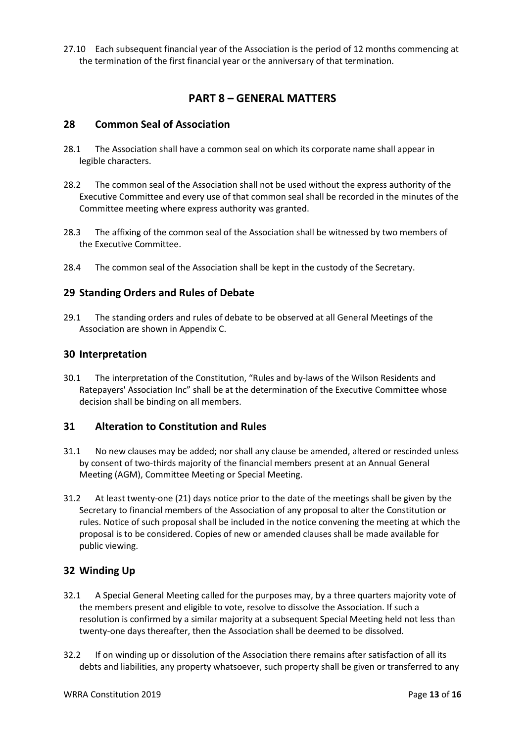27.10 Each subsequent financial year of the Association is the period of 12 months commencing at the termination of the first financial year or the anniversary of that termination.

# PART 8 – GENERAL MATTERS

## 28 Common Seal of Association

28.1 The Association shall have a common seal on which its corporate name shall appear in legible characters.

28.2 The common seal of the Association shall not be used without the express authority of the Executive Committee and every use of that common seal shall be recorded in the minutes of the Committee meeting where express authority was granted.

28.3 The affixing of the common seal of the Association shall be witnessed by two members of the Executive Committee.

28.4 The common seal of the Association shall be kept in the custody of the Secretary.

## 29 Standing Orders and Rules of Debate

29.1 The standing orders and rules of debate to be observed at all General Meetings of the Association are shown in Appendix C.

## 30 Interpretation

30.1 The interpretation of the Constitution, "Rules and by-laws of the Wilson Residents and Ratepayers' Association Inc" shall be at the determination of the Executive Committee whose decision shall be binding on all members.

## 31 Alteration to Constitution and Rules

31.1 No new clauses may be added; nor shall any clause be amended, altered or rescinded unless by consent of two-thirds majority of the financial members present at an Annual General Meeting (AGM), Committee Meeting or Special Meeting.

31.2 At least twenty-one (21) days notice prior to the date of the meetings shall be given by the Secretary to financial members of the Association of any proposal to alter the Constitution or rules. Notice of such proposal shall be included in the notice convening the meeting at which the proposal is to be considered. Copies of new or amended clauses shall be made available for public viewing.

## 32 Winding Up

32.1 A Special General Meeting called for the purposes may, by a three quarters majority vote of the members present and eligible to vote, resolve to dissolve the Association. If such a resolution is confirmed by a similar majority at a subsequent Special Meeting held not less than twenty-one days thereafter, then the Association shall be deemed to be dissolved.

32.2 If on winding up or dissolution of the Association there remains after satisfaction of all its debts and liabilities, any property whatsoever, such property shall be given or transferred to any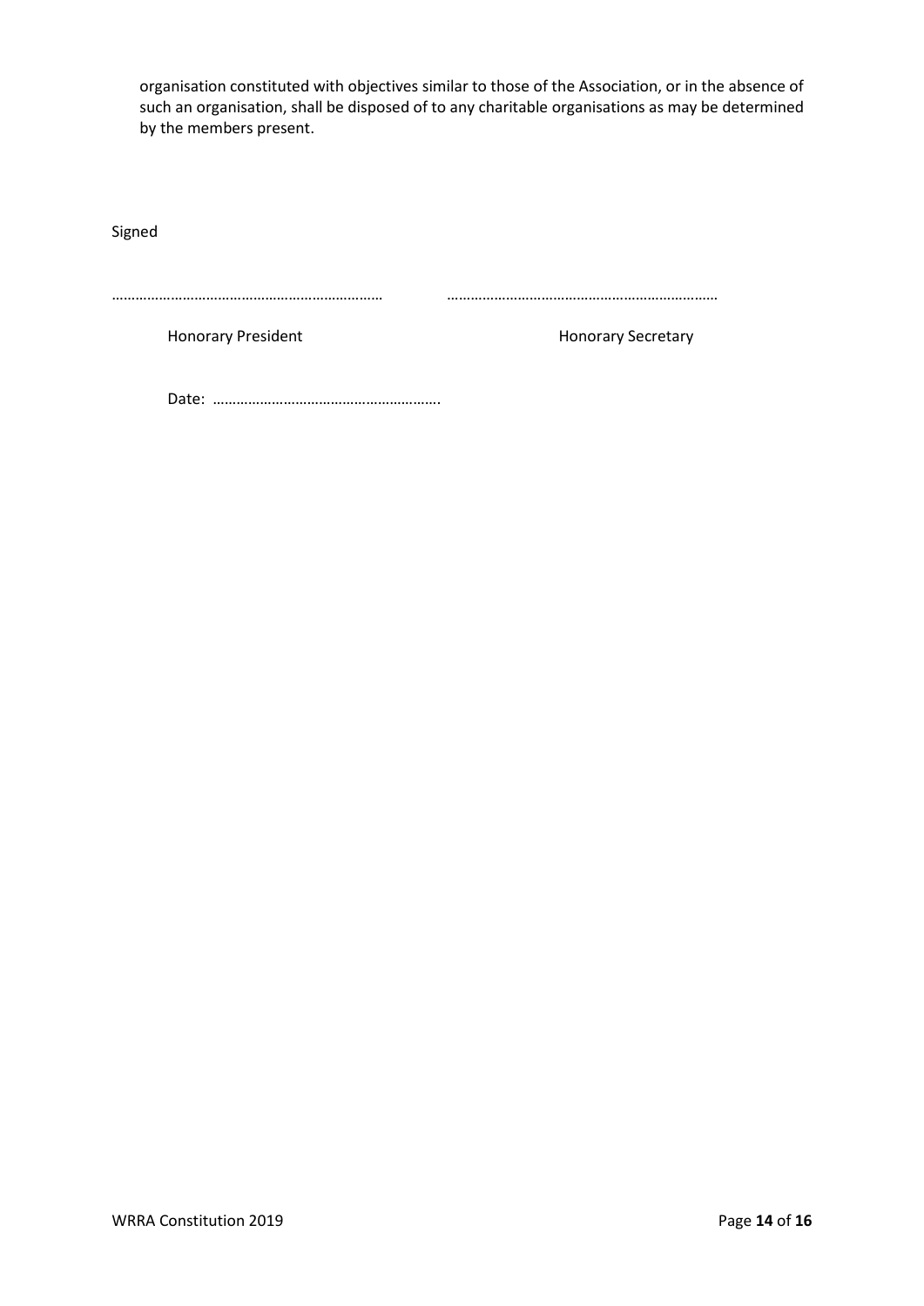organisation constituted with objectives similar to those of the Association, or in the absence of such an organisation, shall be disposed of to any charitable organisations as may be determined by the members present.

Signed

……………………………………………………………    ……………………………………………………………

Honorary President    Honorary Secretary

Date: ………………………………………………….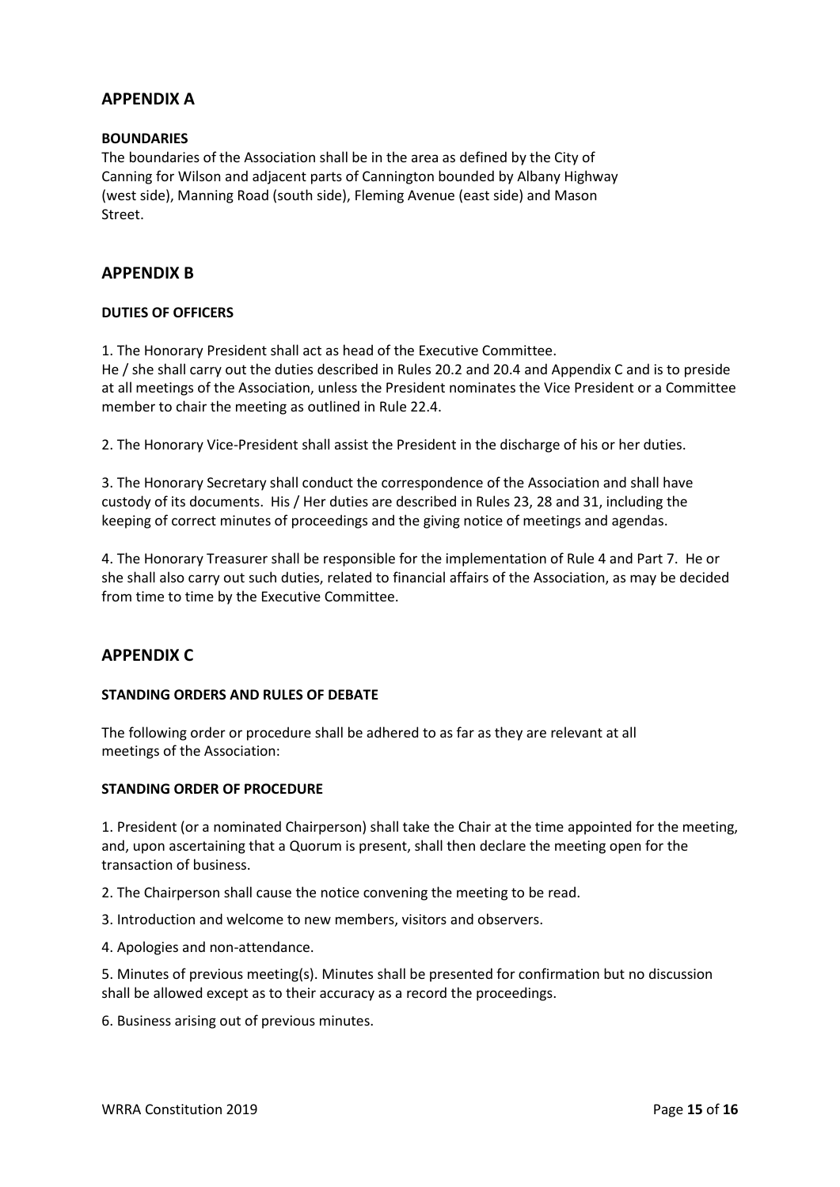## APPENDIX A

**BOUNDARIES**

The boundaries of the Association shall be in the area as defined by the City of Canning for Wilson and adjacent parts of Cannington bounded by Albany Highway (west side), Manning Road (south side), Fleming Avenue (east side) and Mason Street.

## APPENDIX B

**DUTIES OF OFFICERS**

1. The Honorary President shall act as head of the Executive Committee.
He / she shall carry out the duties described in Rules 20.2 and 20.4 and Appendix C and is to preside at all meetings of the Association, unless the President nominates the Vice President or a Committee member to chair the meeting as outlined in Rule 22.4.

2. The Honorary Vice-President shall assist the President in the discharge of his or her duties.

3. The Honorary Secretary shall conduct the correspondence of the Association and shall have custody of its documents. His / Her duties are described in Rules 23, 28 and 31, including the keeping of correct minutes of proceedings and the giving notice of meetings and agendas.

4. The Honorary Treasurer shall be responsible for the implementation of Rule 4 and Part 7. He or she shall also carry out such duties, related to financial affairs of the Association, as may be decided from time to time by the Executive Committee.

## APPENDIX C

**STANDING ORDERS AND RULES OF DEBATE**

The following order or procedure shall be adhered to as far as they are relevant at all meetings of the Association:

**STANDING ORDER OF PROCEDURE**

1. President (or a nominated Chairperson) shall take the Chair at the time appointed for the meeting, and, upon ascertaining that a Quorum is present, shall then declare the meeting open for the transaction of business.

2. The Chairperson shall cause the notice convening the meeting to be read.

3. Introduction and welcome to new members, visitors and observers.

4. Apologies and non-attendance.

5. Minutes of previous meeting(s). Minutes shall be presented for confirmation but no discussion shall be allowed except as to their accuracy as a record the proceedings.

6. Business arising out of previous minutes.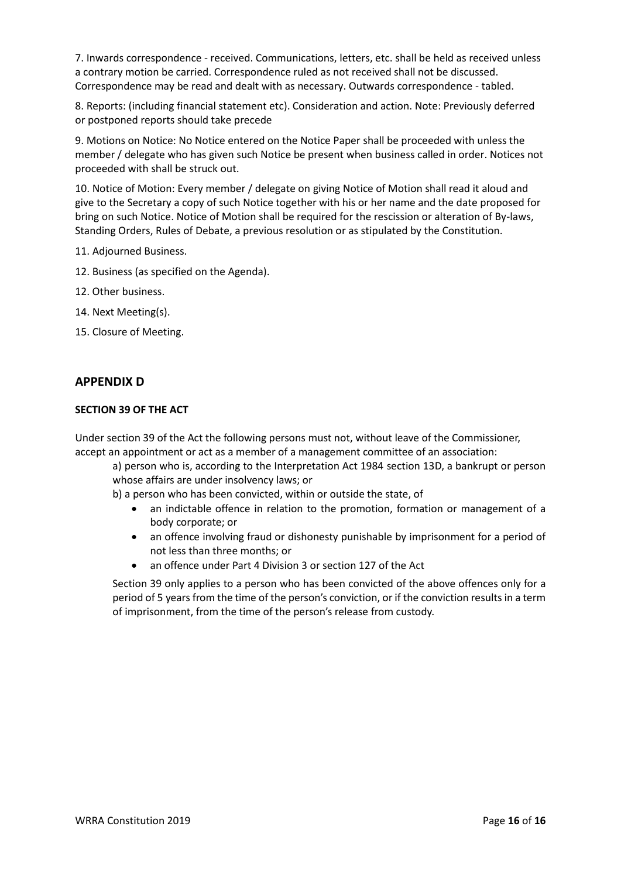7. Inwards correspondence - received. Communications, letters, etc. shall be held as received unless a contrary motion be carried. Correspondence ruled as not received shall not be discussed. Correspondence may be read and dealt with as necessary. Outwards correspondence - tabled.

8. Reports: (including financial statement etc). Consideration and action. Note: Previously deferred or postponed reports should take precede

9. Motions on Notice: No Notice entered on the Notice Paper shall be proceeded with unless the member / delegate who has given such Notice be present when business called in order. Notices not proceeded with shall be struck out.

10. Notice of Motion: Every member / delegate on giving Notice of Motion shall read it aloud and give to the Secretary a copy of such Notice together with his or her name and the date proposed for bring on such Notice. Notice of Motion shall be required for the rescission or alteration of By-laws, Standing Orders, Rules of Debate, a previous resolution or as stipulated by the Constitution.

11. Adjourned Business.

12. Business (as specified on the Agenda).

12. Other business.

14. Next Meeting(s).

15. Closure of Meeting.

## APPENDIX D

**SECTION 39 OF THE ACT**

Under section 39 of the Act the following persons must not, without leave of the Commissioner, accept an appointment or act as a member of a management committee of an association:

a) person who is, according to the Interpretation Act 1984 section 13D, a bankrupt or person whose affairs are under insolvency laws; or

b) a person who has been convicted, within or outside the state, of

- an indictable offence in relation to the promotion, formation or management of a body corporate; or
- an offence involving fraud or dishonesty punishable by imprisonment for a period of not less than three months; or
- an offence under Part 4 Division 3 or section 127 of the Act

Section 39 only applies to a person who has been convicted of the above offences only for a period of 5 years from the time of the person's conviction, or if the conviction results in a term of imprisonment, from the time of the person's release from custody.